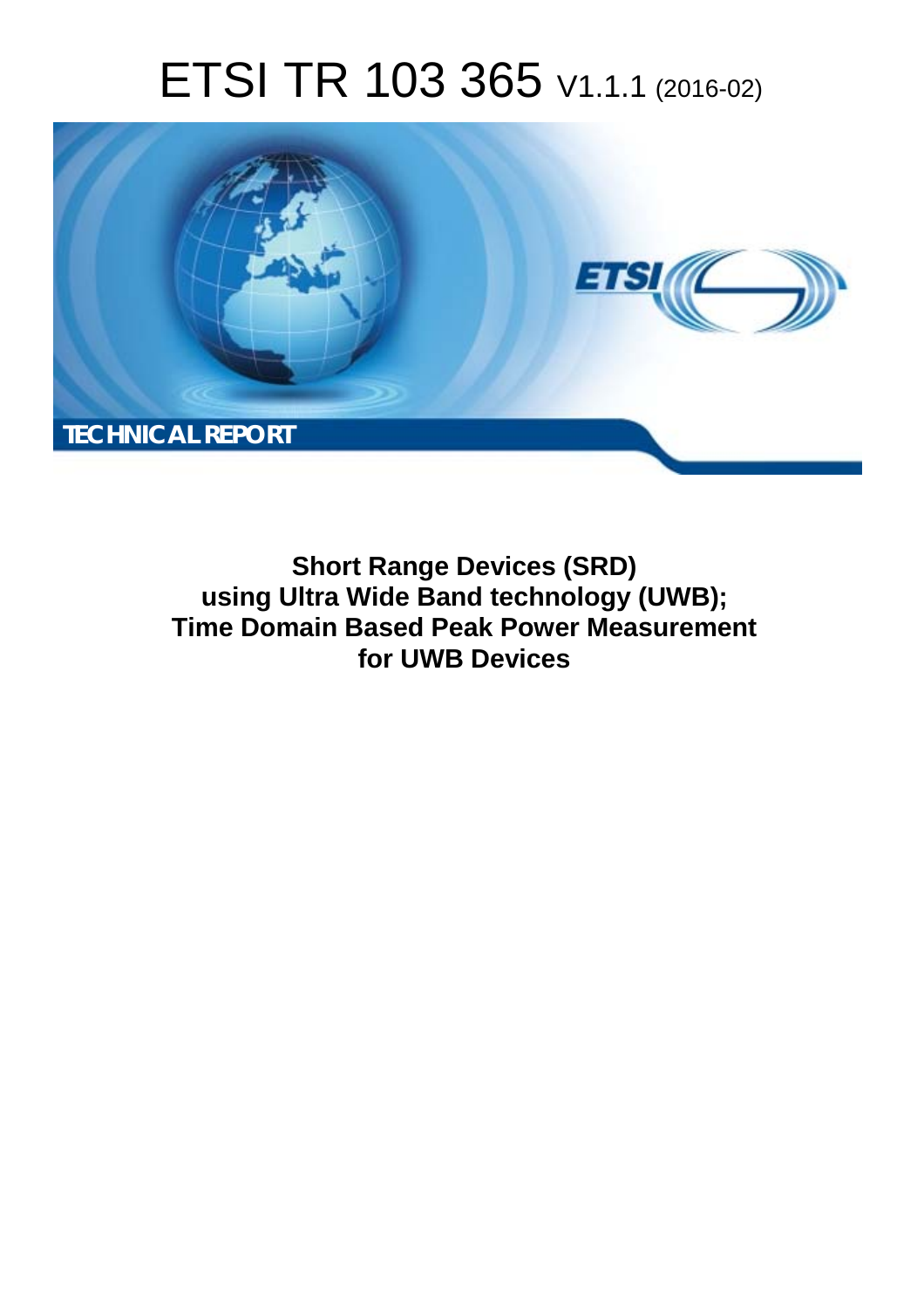# ETSI TR 103 365 V1.1.1 (2016-02)

TECHNICAL REPORT

**Short Range Devices (SRD) using Ultra Wide Band technology (UWB); Time Domain Based Peak Power Measurement for UWB Devices**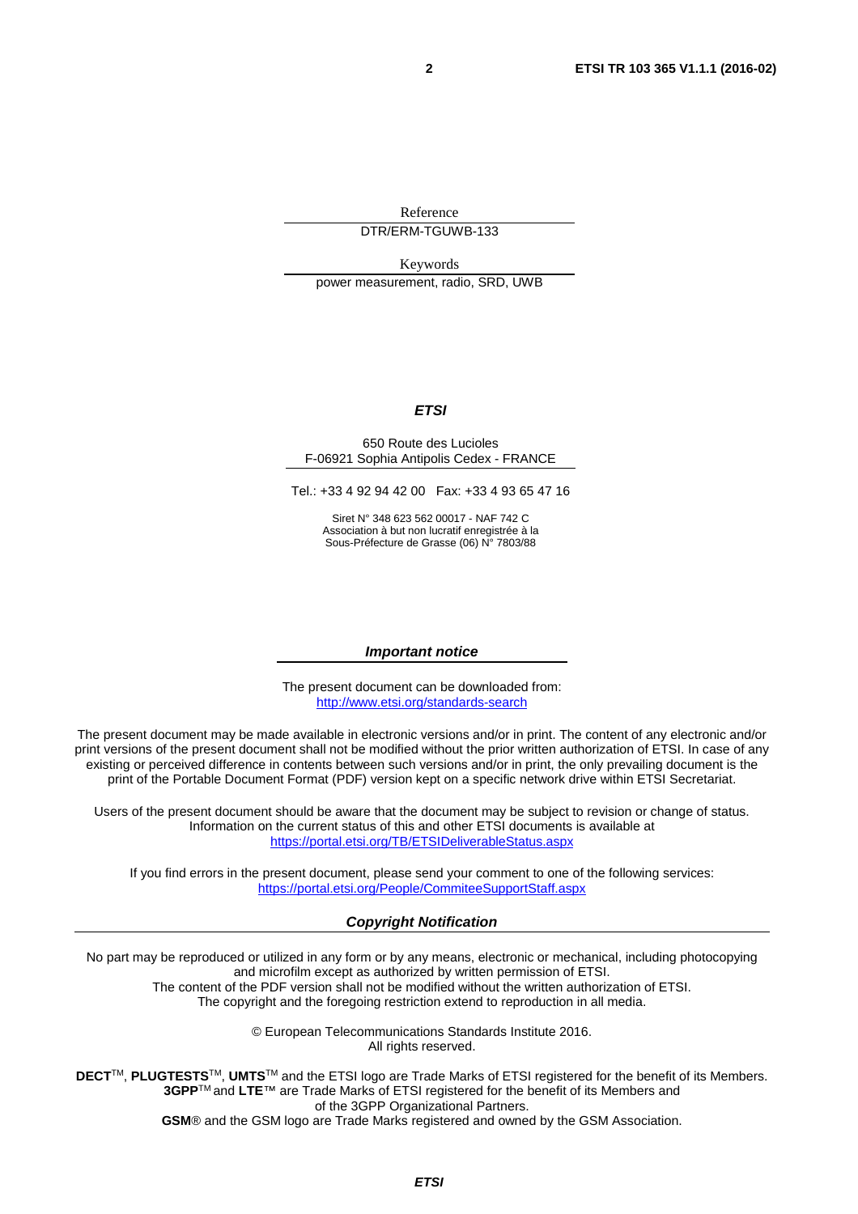Reference

DTR/ERM-TGUWB-133

Keywords

power measurement, radio, SRD, UWB

***ETSI***

650 Route des Lucioles
F-06921 Sophia Antipolis Cedex - FRANCE

Tel.: +33 4 92 94 42 00 Fax: +33 4 93 65 47 16

Siret N° 348 623 562 00017 - NAF 742 C
Association à but non lucratif enregistrée à la
Sous-Préfecture de Grasse (06) N° 7803/88

***Important notice***

The present document can be downloaded from:
http://www.etsi.org/standards-search

The present document may be made available in electronic versions and/or in print. The content of any electronic and/or print versions of the present document shall not be modified without the prior written authorization of ETSI. In case of any existing or perceived difference in contents between such versions and/or in print, the only prevailing document is the print of the Portable Document Format (PDF) version kept on a specific network drive within ETSI Secretariat.

Users of the present document should be aware that the document may be subject to revision or change of status. Information on the current status of this and other ETSI documents is available at
https://portal.etsi.org/TB/ETSIDeliverableStatus.aspx

If you find errors in the present document, please send your comment to one of the following services:
https://portal.etsi.org/People/CommiteeSupportStaff.aspx

***Copyright Notification***

No part may be reproduced or utilized in any form or by any means, electronic or mechanical, including photocopying and microfilm except as authorized by written permission of ETSI.
The content of the PDF version shall not be modified without the written authorization of ETSI.
The copyright and the foregoing restriction extend to reproduction in all media.

© European Telecommunications Standards Institute 2016.
All rights reserved.

**DECT**™, **PLUGTESTS**™, **UMTS**™ and the ETSI logo are Trade Marks of ETSI registered for the benefit of its Members.
**3GPP**™ and **LTE**™ are Trade Marks of ETSI registered for the benefit of its Members and of the 3GPP Organizational Partners.
**GSM**® and the GSM logo are Trade Marks registered and owned by the GSM Association.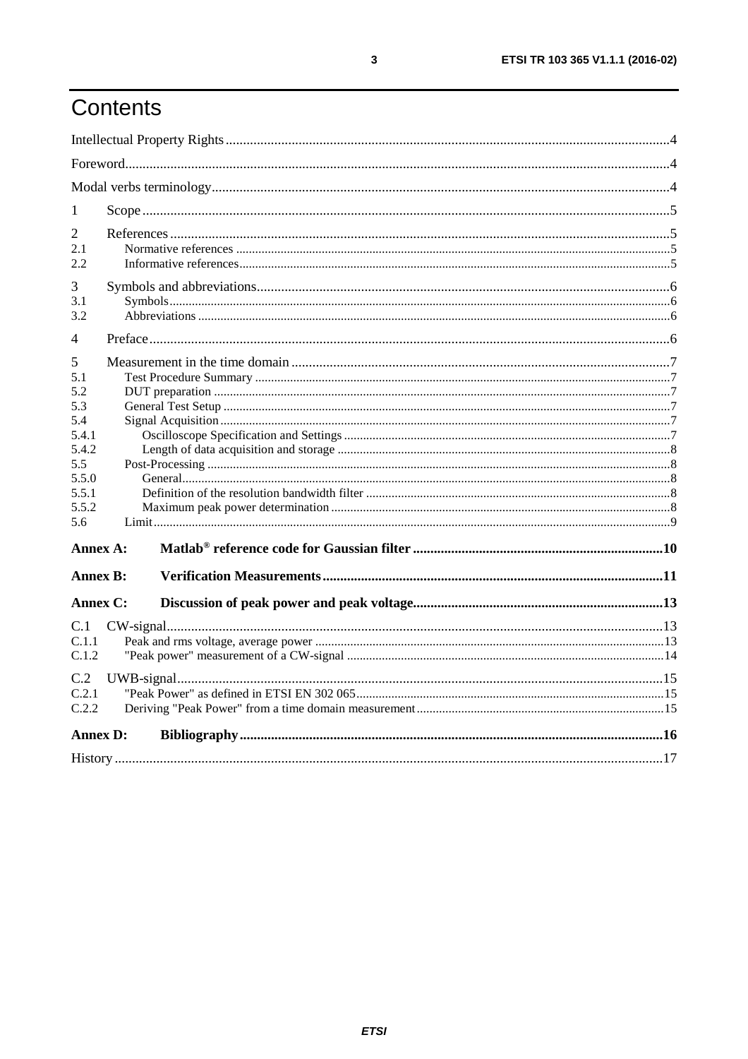# Contents

Intellectual Property Rights....................................................4

Foreword....................................................4

Modal verbs terminology....................................................4

1 Scope....................................................5

2 References....................................................5

2.1 Normative references....................................................5

2.2 Informative references....................................................5

3 Symbols and abbreviations....................................................6

3.1 Symbols....................................................6

3.2 Abbreviations....................................................6

4 Preface....................................................6

5 Measurement in the time domain....................................................7

5.1 Test Procedure Summary....................................................7

5.2 DUT preparation....................................................7

5.3 General Test Setup....................................................7

5.4 Signal Acquisition....................................................7

5.4.1 Oscilloscope Specification and Settings....................................................7

5.4.2 Length of data acquisition and storage....................................................8

5.5 Post-Processing....................................................8

5.5.0 General....................................................8

5.5.1 Definition of the resolution bandwidth filter....................................................8

5.5.2 Maximum peak power determination....................................................8

5.6 Limit....................................................9

**Annex A: Matlab® reference code for Gaussian filter....................................................10**

**Annex B: Verification Measurements....................................................11**

**Annex C: Discussion of peak power and peak voltage....................................................13**

C.1 CW-signal....................................................13

C.1.1 Peak and rms voltage, average power....................................................13

C.1.2 "Peak power" measurement of a CW-signal....................................................14

C.2 UWB-signal....................................................15

C.2.1 "Peak Power" as defined in ETSI EN 302 065....................................................15

C.2.2 Deriving "Peak Power" from a time domain measurement....................................................15

**Annex D: Bibliography....................................................16**

History....................................................17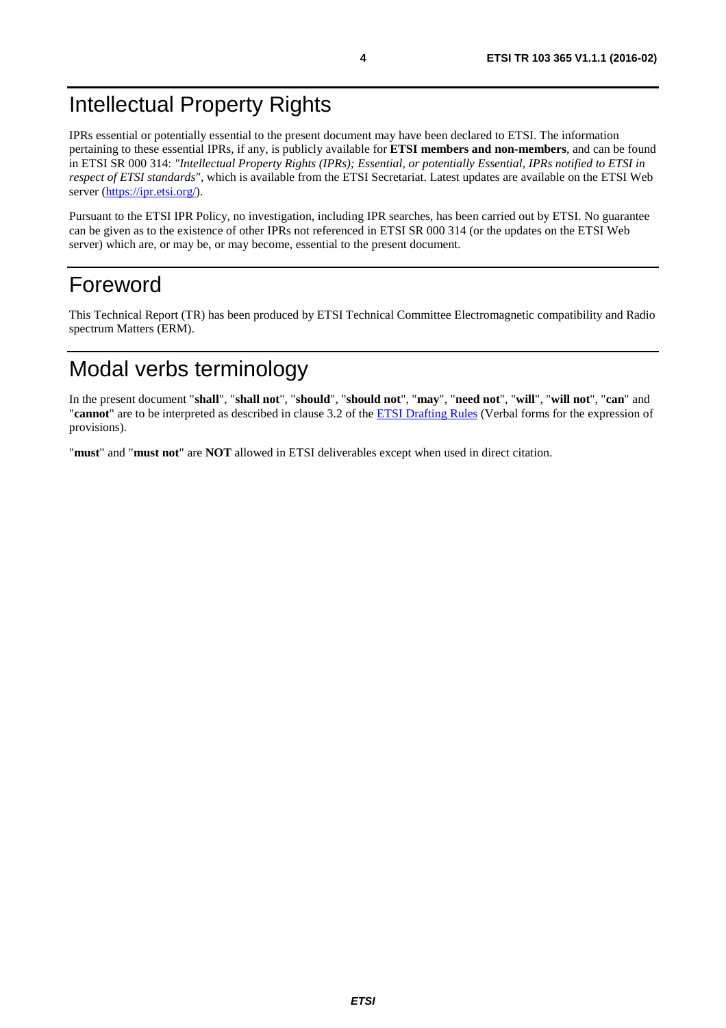# Intellectual Property Rights

IPRs essential or potentially essential to the present document may have been declared to ETSI. The information pertaining to these essential IPRs, if any, is publicly available for **ETSI members and non-members**, and can be found in ETSI SR 000 314: *"Intellectual Property Rights (IPRs); Essential, or potentially Essential, IPRs notified to ETSI in respect of ETSI standards"*, which is available from the ETSI Secretariat. Latest updates are available on the ETSI Web server (https://ipr.etsi.org/).

Pursuant to the ETSI IPR Policy, no investigation, including IPR searches, has been carried out by ETSI. No guarantee can be given as to the existence of other IPRs not referenced in ETSI SR 000 314 (or the updates on the ETSI Web server) which are, or may be, or may become, essential to the present document.

# Foreword

This Technical Report (TR) has been produced by ETSI Technical Committee Electromagnetic compatibility and Radio spectrum Matters (ERM).

# Modal verbs terminology

In the present document "**shall**", "**shall not**", "**should**", "**should not**", "**may**", "**need not**", "**will**", "**will not**", "**can**" and "**cannot**" are to be interpreted as described in clause 3.2 of the ETSI Drafting Rules (Verbal forms for the expression of provisions).

"**must**" and "**must not**" are **NOT** allowed in ETSI deliverables except when used in direct citation.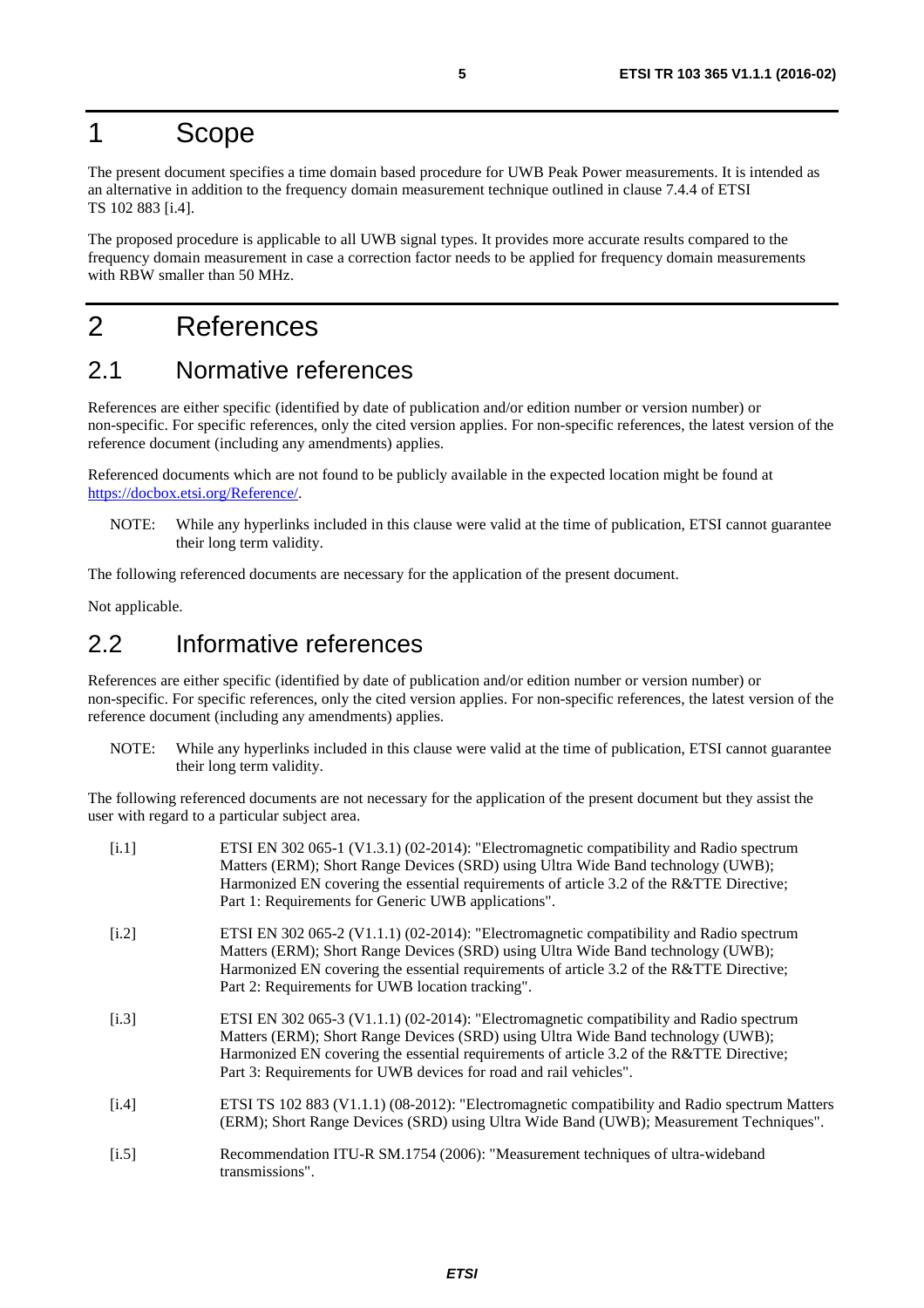# 1 Scope

The present document specifies a time domain based procedure for UWB Peak Power measurements. It is intended as an alternative in addition to the frequency domain measurement technique outlined in clause 7.4.4 of ETSI TS 102 883 [i.4].

The proposed procedure is applicable to all UWB signal types. It provides more accurate results compared to the frequency domain measurement in case a correction factor needs to be applied for frequency domain measurements with RBW smaller than 50 MHz.

# 2 References

## 2.1 Normative references

References are either specific (identified by date of publication and/or edition number or version number) or non-specific. For specific references, only the cited version applies. For non-specific references, the latest version of the reference document (including any amendments) applies.

Referenced documents which are not found to be publicly available in the expected location might be found at https://docbox.etsi.org/Reference/.

NOTE: While any hyperlinks included in this clause were valid at the time of publication, ETSI cannot guarantee their long term validity.

The following referenced documents are necessary for the application of the present document.

Not applicable.

## 2.2 Informative references

References are either specific (identified by date of publication and/or edition number or version number) or non-specific. For specific references, only the cited version applies. For non-specific references, the latest version of the reference document (including any amendments) applies.

NOTE: While any hyperlinks included in this clause were valid at the time of publication, ETSI cannot guarantee their long term validity.

The following referenced documents are not necessary for the application of the present document but they assist the user with regard to a particular subject area.

[i.1] ETSI EN 302 065-1 (V1.3.1) (02-2014): "Electromagnetic compatibility and Radio spectrum Matters (ERM); Short Range Devices (SRD) using Ultra Wide Band technology (UWB); Harmonized EN covering the essential requirements of article 3.2 of the R&TTE Directive; Part 1: Requirements for Generic UWB applications".

[i.2] ETSI EN 302 065-2 (V1.1.1) (02-2014): "Electromagnetic compatibility and Radio spectrum Matters (ERM); Short Range Devices (SRD) using Ultra Wide Band technology (UWB); Harmonized EN covering the essential requirements of article 3.2 of the R&TTE Directive; Part 2: Requirements for UWB location tracking".

[i.3] ETSI EN 302 065-3 (V1.1.1) (02-2014): "Electromagnetic compatibility and Radio spectrum Matters (ERM); Short Range Devices (SRD) using Ultra Wide Band technology (UWB); Harmonized EN covering the essential requirements of article 3.2 of the R&TTE Directive; Part 3: Requirements for UWB devices for road and rail vehicles".

[i.4] ETSI TS 102 883 (V1.1.1) (08-2012): "Electromagnetic compatibility and Radio spectrum Matters (ERM); Short Range Devices (SRD) using Ultra Wide Band (UWB); Measurement Techniques".

[i.5] Recommendation ITU-R SM.1754 (2006): "Measurement techniques of ultra-wideband transmissions".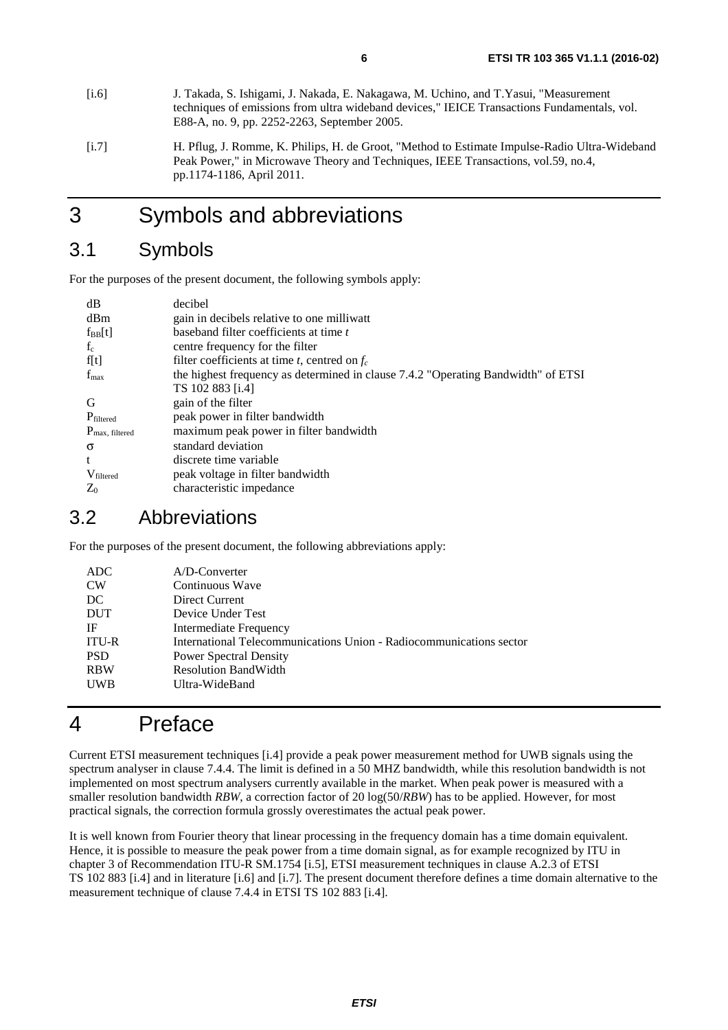[i.6] J. Takada, S. Ishigami, J. Nakada, E. Nakagawa, M. Uchino, and T.Yasui, "Measurement techniques of emissions from ultra wideband devices," IEICE Transactions Fundamentals, vol. E88-A, no. 9, pp. 2252-2263, September 2005.

[i.7] H. Pflug, J. Romme, K. Philips, H. de Groot, "Method to Estimate Impulse-Radio Ultra-Wideband Peak Power," in Microwave Theory and Techniques, IEEE Transactions, vol.59, no.4, pp.1174-1186, April 2011.

# 3 Symbols and abbreviations

## 3.1 Symbols

For the purposes of the present document, the following symbols apply:

| | |
|---|---|
| dB | decibel |
| dBm | gain in decibels relative to one milliwatt |
| $f_{BB}[t]$ | baseband filter coefficients at time *t* |
| $f_c$ | centre frequency for the filter |
| $f[t]$ | filter coefficients at time *t*, centred on $f_c$ |
| $f_{max}$ | the highest frequency as determined in clause 7.4.2 "Operating Bandwidth" of ETSI TS 102 883 [i.4] |
| G | gain of the filter |
| $P_{filtered}$ | peak power in filter bandwidth |
| $P_{max,\ filtered}$ | maximum peak power in filter bandwidth |
| $\sigma$ | standard deviation |
| t | discrete time variable |
| $V_{filtered}$ | peak voltage in filter bandwidth |
| $Z_0$ | characteristic impedance |

## 3.2 Abbreviations

For the purposes of the present document, the following abbreviations apply:

| | |
|---|---|
| ADC | A/D-Converter |
| CW | Continuous Wave |
| DC | Direct Current |
| DUT | Device Under Test |
| IF | Intermediate Frequency |
| ITU-R | International Telecommunications Union - Radiocommunications sector |
| PSD | Power Spectral Density |
| RBW | Resolution BandWidth |
| UWB | Ultra-WideBand |

# 4 Preface

Current ETSI measurement techniques [i.4] provide a peak power measurement method for UWB signals using the spectrum analyser in clause 7.4.4. The limit is defined in a 50 MHZ bandwidth, while this resolution bandwidth is not implemented on most spectrum analysers currently available in the market. When peak power is measured with a smaller resolution bandwidth *RBW*, a correction factor of 20 log(50/*RBW*) has to be applied. However, for most practical signals, the correction formula grossly overestimates the actual peak power.

It is well known from Fourier theory that linear processing in the frequency domain has a time domain equivalent. Hence, it is possible to measure the peak power from a time domain signal, as for example recognized by ITU in chapter 3 of Recommendation ITU-R SM.1754 [i.5], ETSI measurement techniques in clause A.2.3 of ETSI TS 102 883 [i.4] and in literature [i.6] and [i.7]. The present document therefore defines a time domain alternative to the measurement technique of clause 7.4.4 in ETSI TS 102 883 [i.4].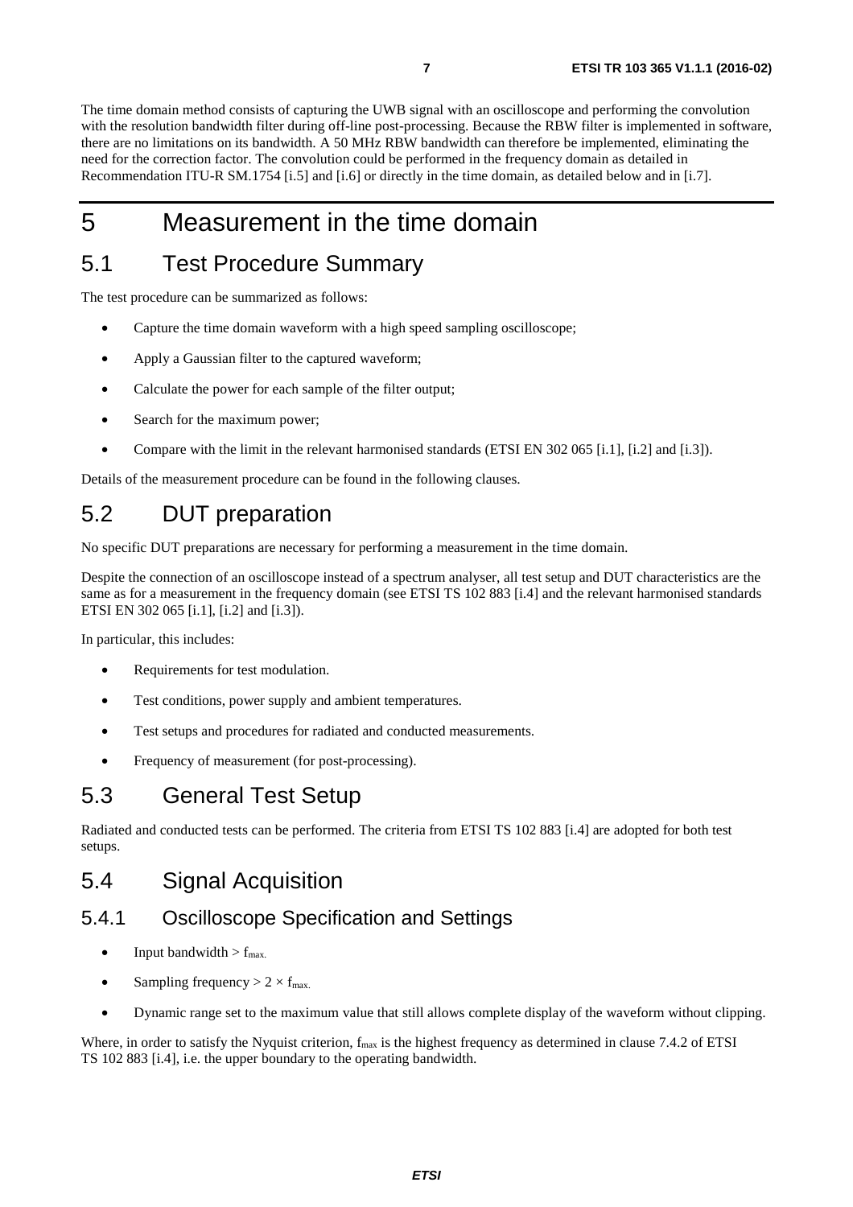The time domain method consists of capturing the UWB signal with an oscilloscope and performing the convolution with the resolution bandwidth filter during off-line post-processing. Because the RBW filter is implemented in software, there are no limitations on its bandwidth. A 50 MHz RBW bandwidth can therefore be implemented, eliminating the need for the correction factor. The convolution could be performed in the frequency domain as detailed in Recommendation ITU-R SM.1754 [i.5] and [i.6] or directly in the time domain, as detailed below and in [i.7].

# 5 Measurement in the time domain

## 5.1 Test Procedure Summary

The test procedure can be summarized as follows:

- Capture the time domain waveform with a high speed sampling oscilloscope;
- Apply a Gaussian filter to the captured waveform;
- Calculate the power for each sample of the filter output;
- Search for the maximum power;
- Compare with the limit in the relevant harmonised standards (ETSI EN 302 065 [i.1], [i.2] and [i.3]).

Details of the measurement procedure can be found in the following clauses.

## 5.2 DUT preparation

No specific DUT preparations are necessary for performing a measurement in the time domain.

Despite the connection of an oscilloscope instead of a spectrum analyser, all test setup and DUT characteristics are the same as for a measurement in the frequency domain (see ETSI TS 102 883 [i.4] and the relevant harmonised standards ETSI EN 302 065 [i.1], [i.2] and [i.3]).

In particular, this includes:

- Requirements for test modulation.
- Test conditions, power supply and ambient temperatures.
- Test setups and procedures for radiated and conducted measurements.
- Frequency of measurement (for post-processing).

## 5.3 General Test Setup

Radiated and conducted tests can be performed. The criteria from ETSI TS 102 883 [i.4] are adopted for both test setups.

## 5.4 Signal Acquisition

### 5.4.1 Oscilloscope Specification and Settings

- Input bandwidth > $f_{max.}$
- Sampling frequency > $2 \times f_{max.}$
- Dynamic range set to the maximum value that still allows complete display of the waveform without clipping.

Where, in order to satisfy the Nyquist criterion, $f_{max}$ is the highest frequency as determined in clause 7.4.2 of ETSI TS 102 883 [i.4], i.e. the upper boundary to the operating bandwidth.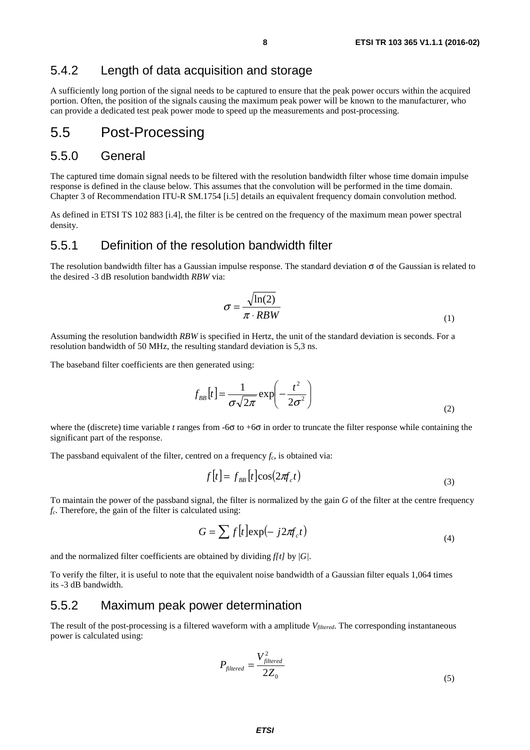### 5.4.2 Length of data acquisition and storage

A sufficiently long portion of the signal needs to be captured to ensure that the peak power occurs within the acquired portion. Often, the position of the signals causing the maximum peak power will be known to the manufacturer, who can provide a dedicated test peak power mode to speed up the measurements and post-processing.

## 5.5 Post-Processing

### 5.5.0 General

The captured time domain signal needs to be filtered with the resolution bandwidth filter whose time domain impulse response is defined in the clause below. This assumes that the convolution will be performed in the time domain. Chapter 3 of Recommendation ITU-R SM.1754 [i.5] details an equivalent frequency domain convolution method.

As defined in ETSI TS 102 883 [i.4], the filter is be centred on the frequency of the maximum mean power spectral density.

### 5.5.1 Definition of the resolution bandwidth filter

The resolution bandwidth filter has a Gaussian impulse response. The standard deviation σ of the Gaussian is related to the desired -3 dB resolution bandwidth *RBW* via:

$$\sigma = \frac{\sqrt{\ln(2)}}{\pi \cdot RBW} \tag{1}$$

Assuming the resolution bandwidth *RBW* is specified in Hertz, the unit of the standard deviation is seconds. For a resolution bandwidth of 50 MHz, the resulting standard deviation is 5,3 ns.

The baseband filter coefficients are then generated using:

$$f_{BB}[t] = \frac{1}{\sigma\sqrt{2\pi}} \exp\left(-\frac{t^2}{2\sigma^2}\right) \tag{2}$$

where the (discrete) time variable $t$ ranges from -6σ to +6σ in order to truncate the filter response while containing the significant part of the response.

The passband equivalent of the filter, centred on a frequency $f_c$, is obtained via:

$$f[t] = f_{BB}[t]\cos(2\pi f_c t) \tag{3}$$

To maintain the power of the passband signal, the filter is normalized by the gain $G$ of the filter at the centre frequency $f_c$. Therefore, the gain of the filter is calculated using:

$$G = \sum f[t]\exp(-j2\pi f_c t) \tag{4}$$

and the normalized filter coefficients are obtained by dividing $f[t]$ by $|G|$.

To verify the filter, it is useful to note that the equivalent noise bandwidth of a Gaussian filter equals 1,064 times its -3 dB bandwidth.

### 5.5.2 Maximum peak power determination

The result of the post-processing is a filtered waveform with a amplitude $V_{filtered}$. The corresponding instantaneous power is calculated using:

$$P_{filtered} = \frac{V_{filtered}^2}{2Z_0} \tag{5}$$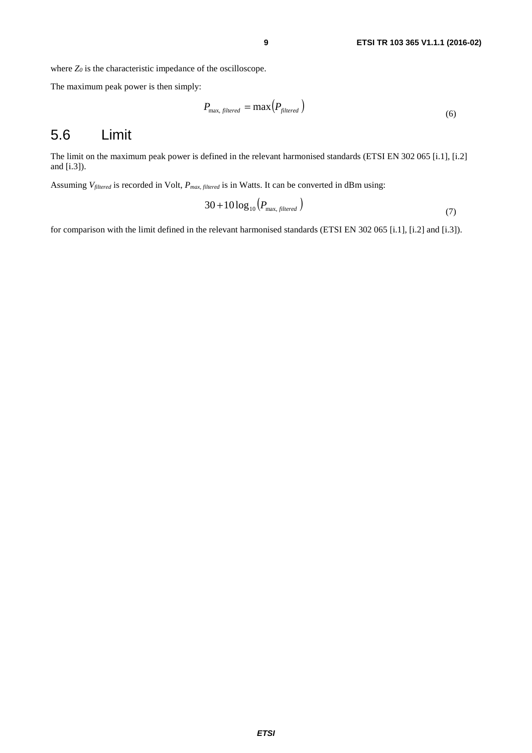where $Z_0$ is the characteristic impedance of the oscilloscope.

The maximum peak power is then simply:

$$P_{\max,\ filtered} = \max\left(P_{filtered}\right) \tag{6}$$

## 5.6 Limit

The limit on the maximum peak power is defined in the relevant harmonised standards (ETSI EN 302 065 [i.1], [i.2] and [i.3]).

Assuming $V_{filtered}$ is recorded in Volt, $P_{max,\ filtered}$ is in Watts. It can be converted in dBm using:

$$30 + 10\log_{10}\left(P_{\max,\ filtered}\right) \tag{7}$$

for comparison with the limit defined in the relevant harmonised standards (ETSI EN 302 065 [i.1], [i.2] and [i.3]).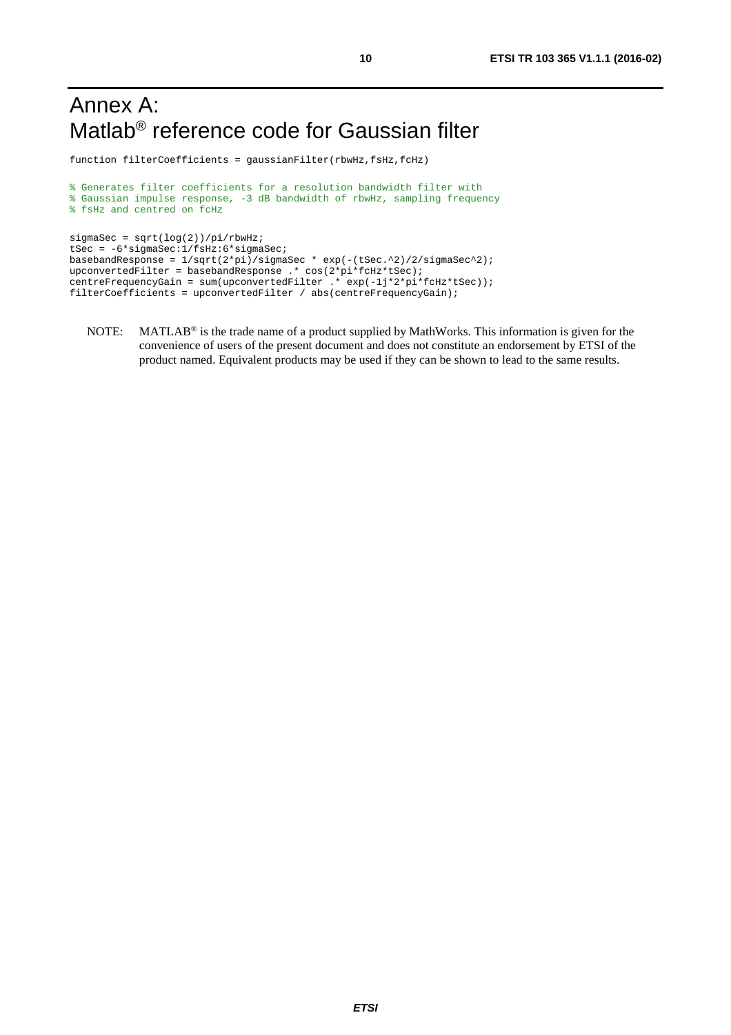# Annex A: Matlab® reference code for Gaussian filter

```
function filterCoefficients = gaussianFilter(rbwHz,fsHz,fcHz)

% Generates filter coefficients for a resolution bandwidth filter with
% Gaussian impulse response, -3 dB bandwidth of rbwHz, sampling frequency
% fsHz and centred on fcHz

sigmaSec = sqrt(log(2))/pi/rbwHz;
tSec = -6*sigmaSec:1/fsHz:6*sigmaSec;
basebandResponse = 1/sqrt(2*pi)/sigmaSec * exp(-(tSec.^2)/2/sigmaSec^2);
upconvertedFilter = basebandResponse .* cos(2*pi*fcHz*tSec);
centreFrequencyGain = sum(upconvertedFilter .* exp(-1j*2*pi*fcHz*tSec));
filterCoefficients = upconvertedFilter / abs(centreFrequencyGain);
```

NOTE: MATLAB® is the trade name of a product supplied by MathWorks. This information is given for the convenience of users of the present document and does not constitute an endorsement by ETSI of the product named. Equivalent products may be used if they can be shown to lead to the same results.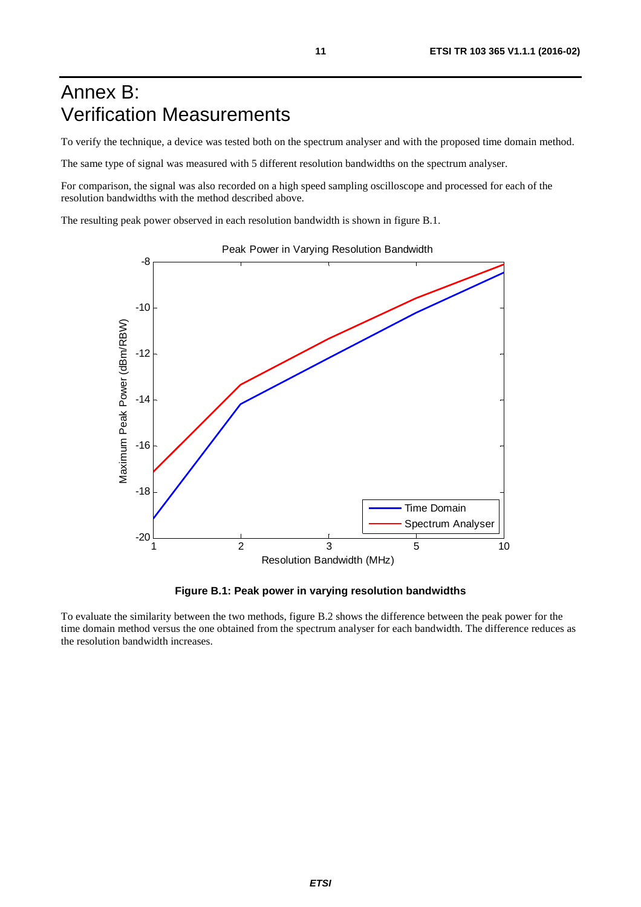# Annex B: Verification Measurements

To verify the technique, a device was tested both on the spectrum analyser and with the proposed time domain method.

The same type of signal was measured with 5 different resolution bandwidths on the spectrum analyser.

For comparison, the signal was also recorded on a high speed sampling oscilloscope and processed for each of the resolution bandwidths with the method described above.

The resulting peak power observed in each resolution bandwidth is shown in figure B.1.

**Figure B.1: Peak power in varying resolution bandwidths**

To evaluate the similarity between the two methods, figure B.2 shows the difference between the peak power for the time domain method versus the one obtained from the spectrum analyser for each bandwidth. The difference reduces as the resolution bandwidth increases.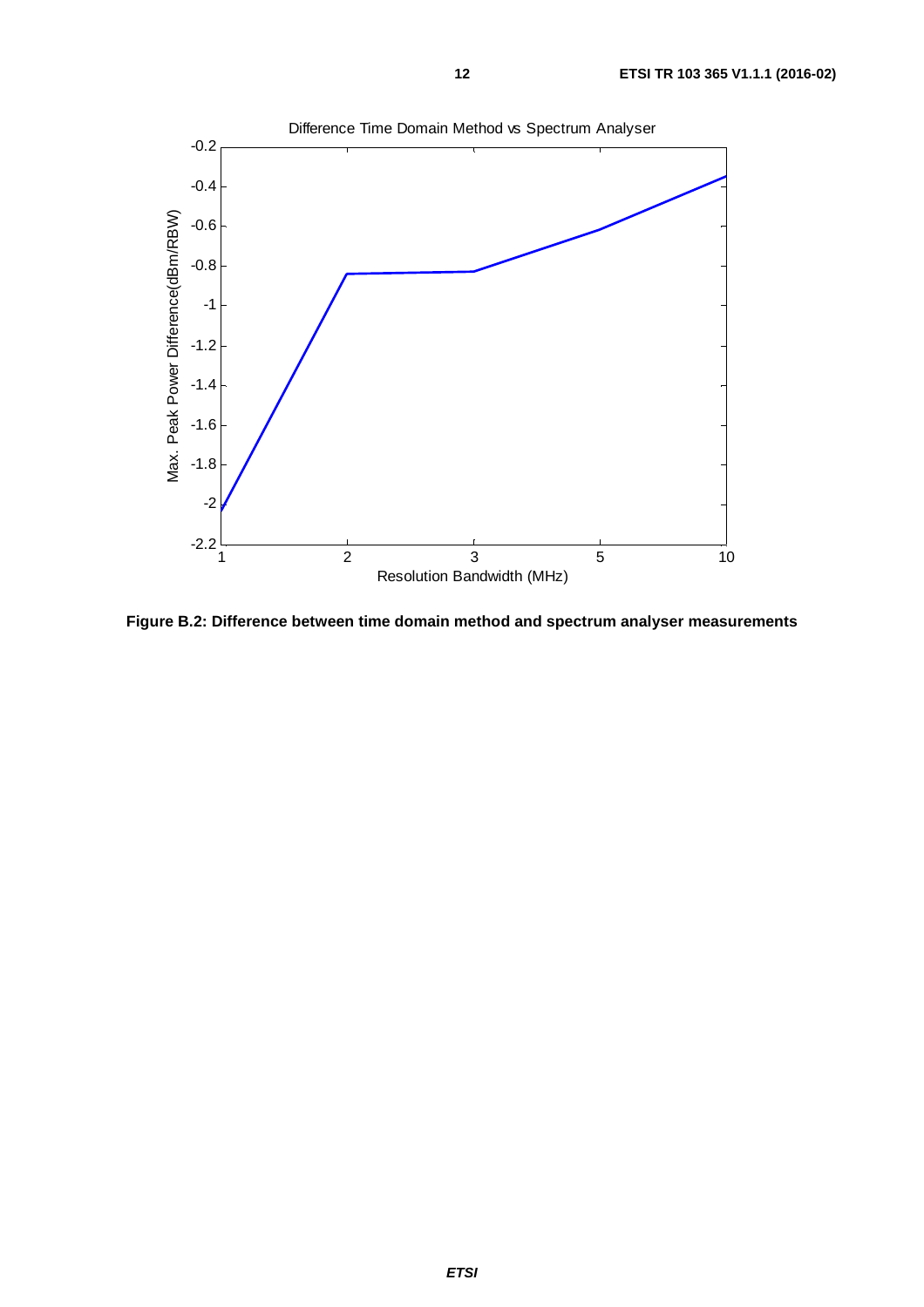Figure B.2: Difference between time domain method and spectrum analyser measurements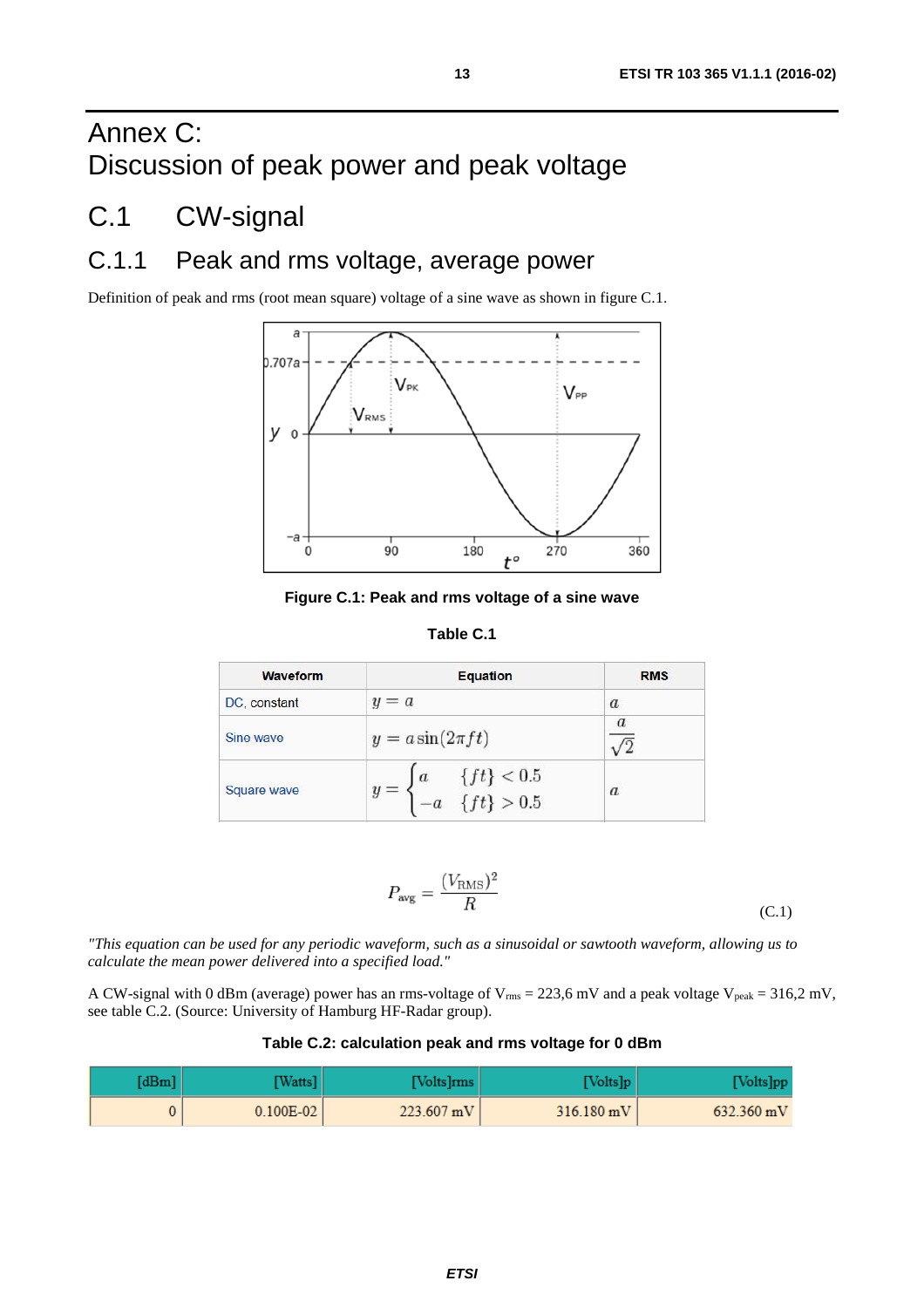# Annex C: Discussion of peak power and peak voltage

# C.1 CW-signal

## C.1.1 Peak and rms voltage, average power

Definition of peak and rms (root mean square) voltage of a sine wave as shown in figure C.1.

**Figure C.1: Peak and rms voltage of a sine wave**

**Table C.1**

| Waveform | Equation | RMS |
|---|---|---|
| DC, constant | $y = a$ | $a$ |
| Sine wave | $y = a\sin(2\pi ft)$ | $\frac{a}{\sqrt{2}}$ |
| Square wave | $y = \begin{cases} a & \{ft\} < 0.5 \\ -a & \{ft\} > 0.5 \end{cases}$ | $a$ |

$$P_{\text{avg}} = \frac{(V_{\text{RMS}})^2}{R} \tag{C.1}$$

*"This equation can be used for any periodic waveform, such as a sinusoidal or sawtooth waveform, allowing us to calculate the mean power delivered into a specified load."*

A CW-signal with 0 dBm (average) power has an rms-voltage of $V_{rms}$ = 223,6 mV and a peak voltage $V_{peak}$ = 316,2 mV, see table C.2. (Source: University of Hamburg HF-Radar group).

**Table C.2: calculation peak and rms voltage for 0 dBm**

| [dBm] | [Watts] | [Volts]rms | [Volts]p | [Volts]pp |
|---|---|---|---|---|
| 0 | 0.100E-02 | 223.607 mV | 316.180 mV | 632.360 mV |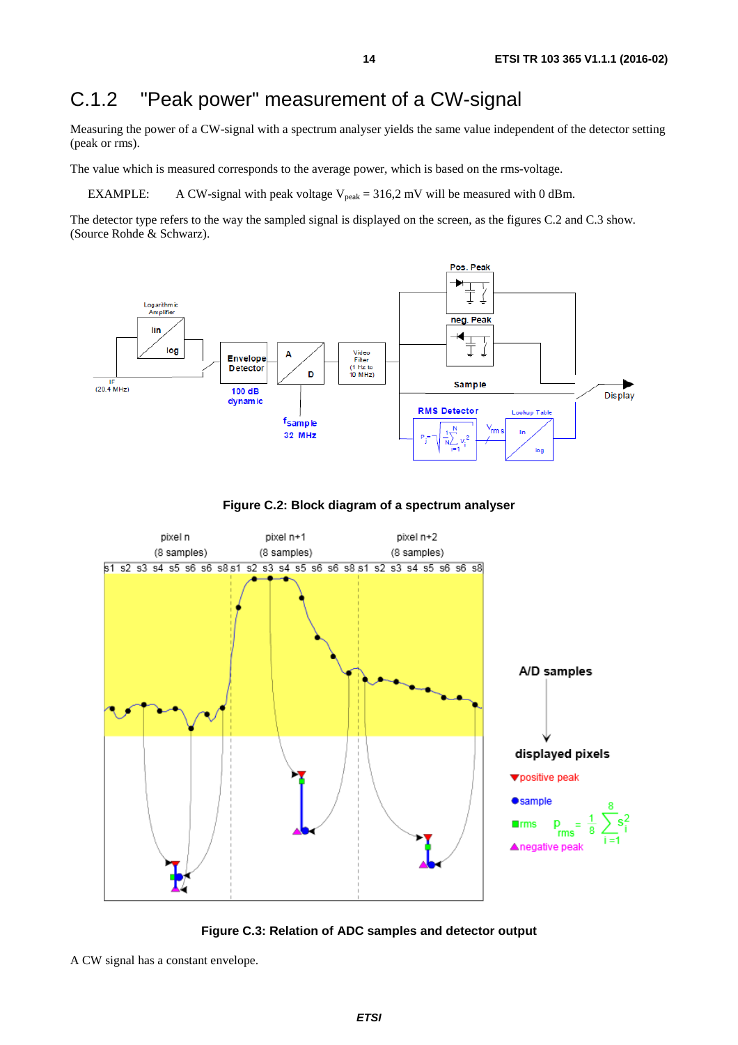## C.1.2 "Peak power" measurement of a CW-signal

Measuring the power of a CW-signal with a spectrum analyser yields the same value independent of the detector setting (peak or rms).

The value which is measured corresponds to the average power, which is based on the rms-voltage.

EXAMPLE: A CW-signal with peak voltage $V_{peak}$ = 316,2 mV will be measured with 0 dBm.

The detector type refers to the way the sampled signal is displayed on the screen, as the figures C.2 and C.3 show. (Source Rohde & Schwarz).

**Figure C.2: Block diagram of a spectrum analyser**

**Figure C.3: Relation of ADC samples and detector output**

A CW signal has a constant envelope.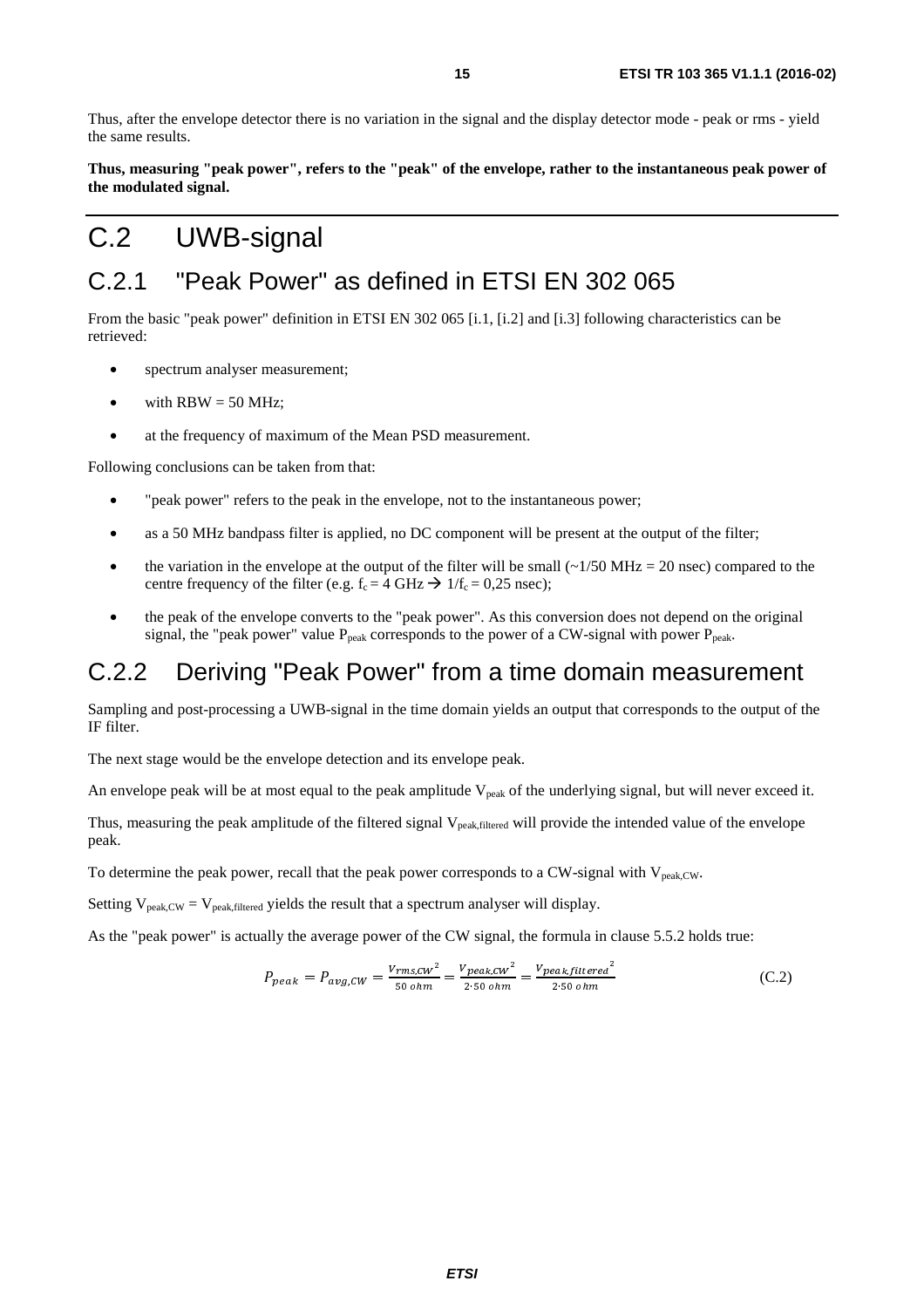Thus, after the envelope detector there is no variation in the signal and the display detector mode - peak or rms - yield the same results.

**Thus, measuring "peak power", refers to the "peak" of the envelope, rather to the instantaneous peak power of the modulated signal.**

# C.2 UWB-signal

## C.2.1 "Peak Power" as defined in ETSI EN 302 065

From the basic "peak power" definition in ETSI EN 302 065 [i.1, [i.2] and [i.3] following characteristics can be retrieved:

- spectrum analyser measurement;
- with RBW = 50 MHz;
- at the frequency of maximum of the Mean PSD measurement.

Following conclusions can be taken from that:

- "peak power" refers to the peak in the envelope, not to the instantaneous power;
- as a 50 MHz bandpass filter is applied, no DC component will be present at the output of the filter;
- the variation in the envelope at the output of the filter will be small (~1/50 MHz = 20 nsec) compared to the centre frequency of the filter (e.g. $f_c = 4$ GHz → $1/f_c = 0,25$ nsec);
- the peak of the envelope converts to the "peak power". As this conversion does not depend on the original signal, the "peak power" value $P_{peak}$ corresponds to the power of a CW-signal with power $P_{peak}$.

## C.2.2 Deriving "Peak Power" from a time domain measurement

Sampling and post-processing a UWB-signal in the time domain yields an output that corresponds to the output of the IF filter.

The next stage would be the envelope detection and its envelope peak.

An envelope peak will be at most equal to the peak amplitude $V_{peak}$ of the underlying signal, but will never exceed it.

Thus, measuring the peak amplitude of the filtered signal $V_{peak,filtered}$ will provide the intended value of the envelope peak.

To determine the peak power, recall that the peak power corresponds to a CW-signal with $V_{peak,CW}$.

Setting $V_{peak,CW} = V_{peak,filtered}$ yields the result that a spectrum analyser will display.

As the "peak power" is actually the average power of the CW signal, the formula in clause 5.5.2 holds true:

$$P_{peak} = P_{avg,CW} = \frac{V_{rms,CW}^2}{50\ ohm} = \frac{V_{peak,CW}^2}{2 \cdot 50\ ohm} = \frac{V_{peak,filtered}^2}{2 \cdot 50\ ohm} \tag{C.2}$$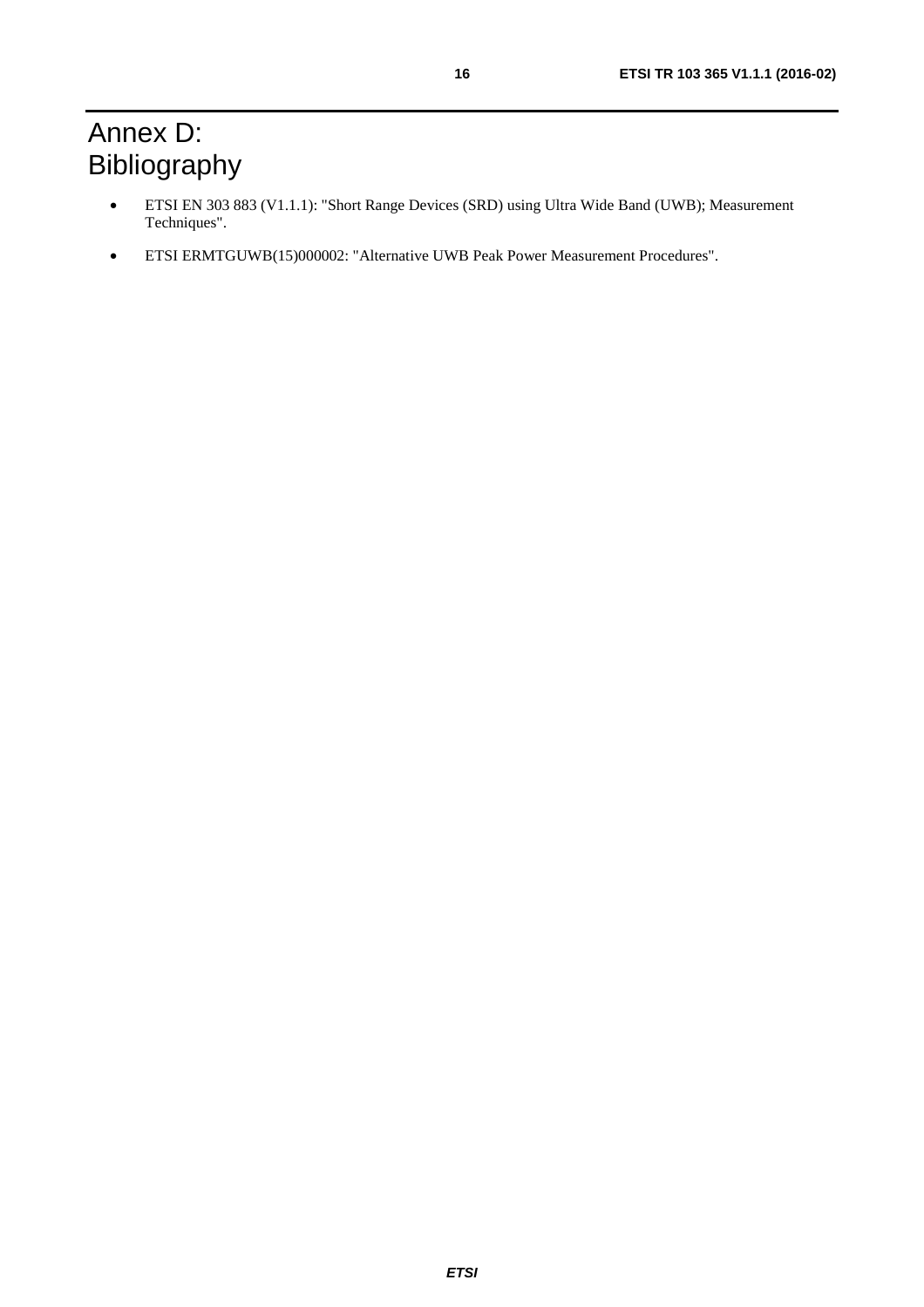# Annex D: Bibliography

- ETSI EN 303 883 (V1.1.1): "Short Range Devices (SRD) using Ultra Wide Band (UWB); Measurement Techniques".
- ETSI ERMTGUWB(15)000002: "Alternative UWB Peak Power Measurement Procedures".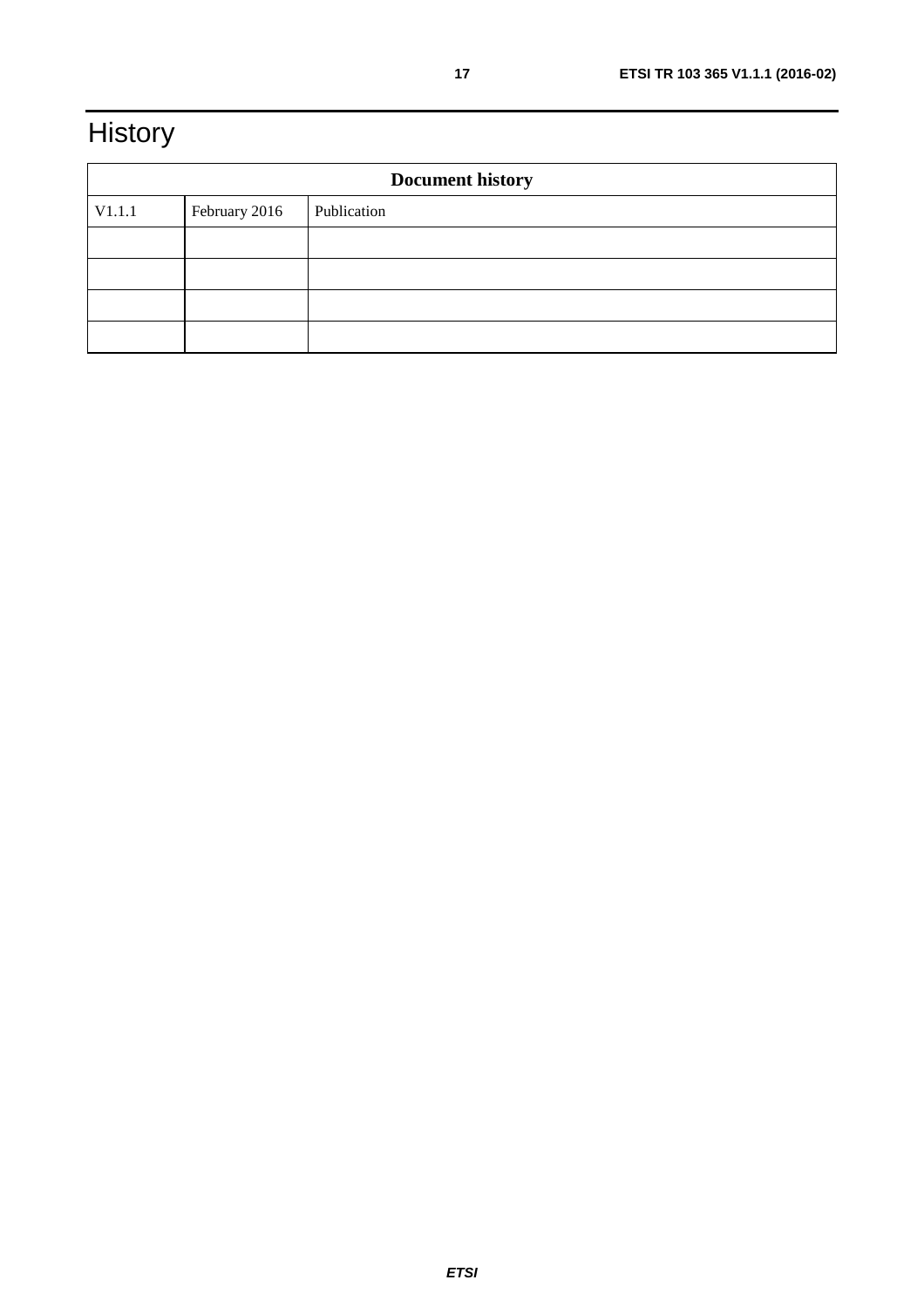# History

| Document history | | |
|---|---|---|
| V1.1.1 | February 2016 | Publication |
| | | |
| | | |
| | | |
| | | |